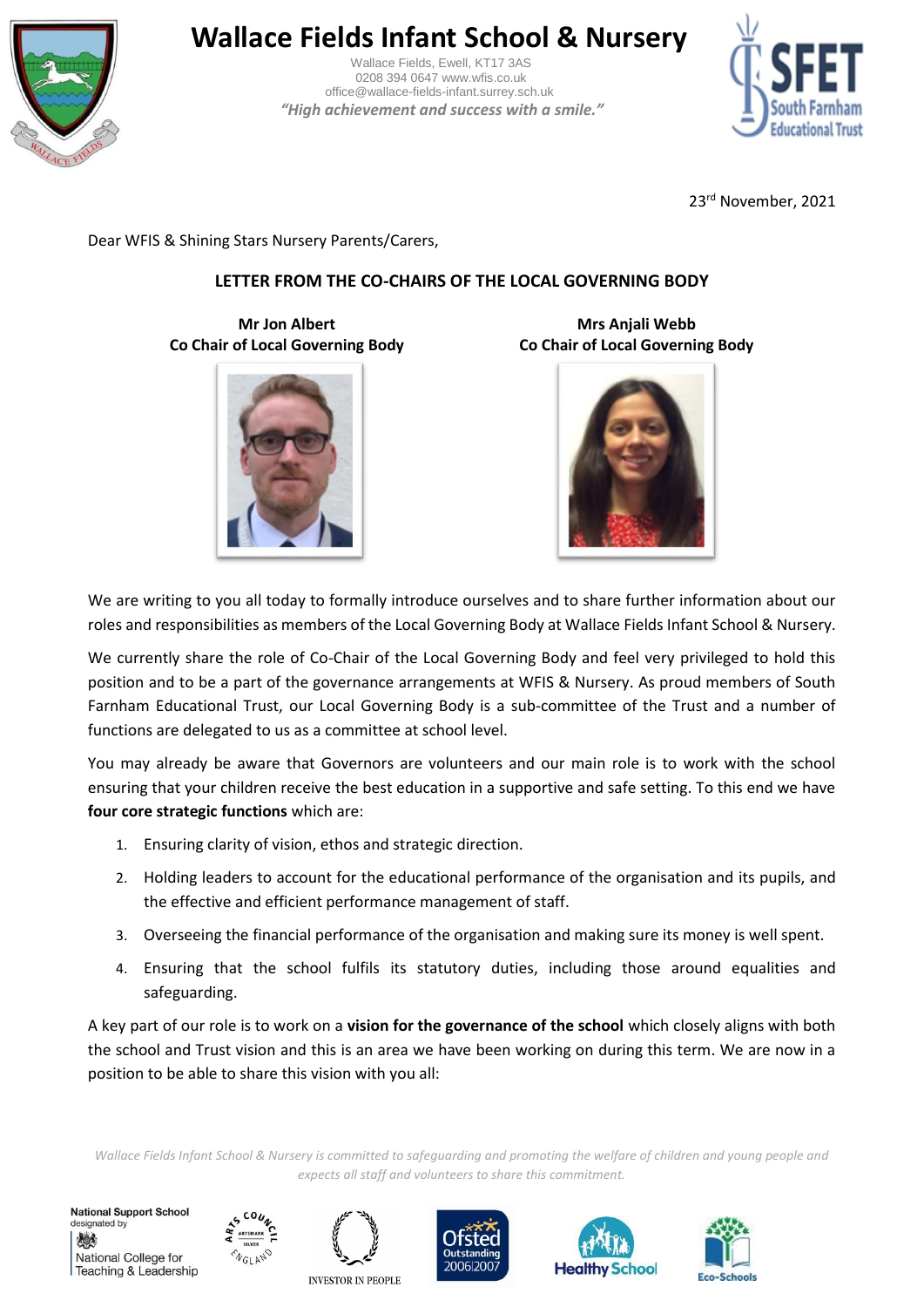# Wallace Fields Infant School & Nursery

Wallace Fields, Ewell, KT17 3AS
0208 394 0647 www.wfis.co.uk
office@wallace-fields-infant.surrey.sch.uk

*"High achievement and success with a smile."*

23rd November, 2021

Dear WFIS & Shining Stars Nursery Parents/Carers,

## LETTER FROM THE CO-CHAIRS OF THE LOCAL GOVERNING BODY

**Mr Jon Albert**
**Co Chair of Local Governing Body**

**Mrs Anjali Webb**
**Co Chair of Local Governing Body**

We are writing to you all today to formally introduce ourselves and to share further information about our roles and responsibilities as members of the Local Governing Body at Wallace Fields Infant School & Nursery.

We currently share the role of Co-Chair of the Local Governing Body and feel very privileged to hold this position and to be a part of the governance arrangements at WFIS & Nursery. As proud members of South Farnham Educational Trust, our Local Governing Body is a sub-committee of the Trust and a number of functions are delegated to us as a committee at school level.

You may already be aware that Governors are volunteers and our main role is to work with the school ensuring that your children receive the best education in a supportive and safe setting. To this end we have **four core strategic functions** which are:

1. Ensuring clarity of vision, ethos and strategic direction.
2. Holding leaders to account for the educational performance of the organisation and its pupils, and the effective and efficient performance management of staff.
3. Overseeing the financial performance of the organisation and making sure its money is well spent.
4. Ensuring that the school fulfils its statutory duties, including those around equalities and safeguarding.

A key part of our role is to work on a **vision for the governance of the school** which closely aligns with both the school and Trust vision and this is an area we have been working on during this term. We are now in a position to be able to share this vision with you all:

*Wallace Fields Infant School & Nursery is committed to safeguarding and promoting the welfare of children and young people and expects all staff and volunteers to share this commitment.*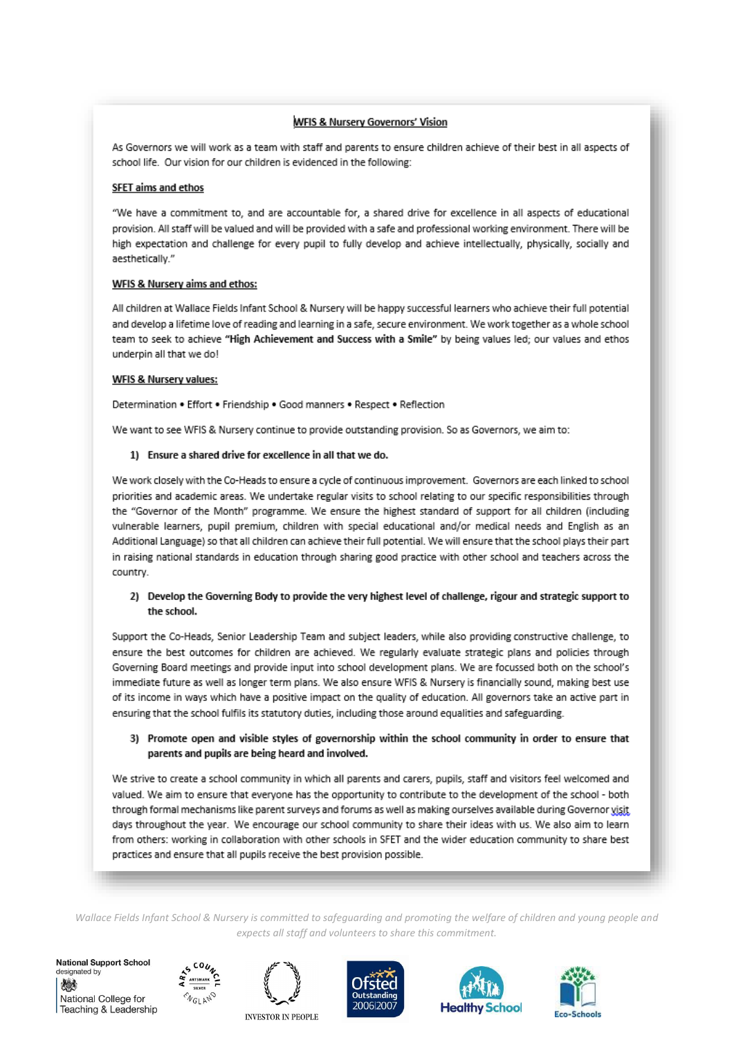## WFIS & Nursery Governors' Vision

As Governors we will work as a team with staff and parents to ensure children achieve of their best in all aspects of school life. Our vision for our children is evidenced in the following:

### SFET aims and ethos

"We have a commitment to, and are accountable for, a shared drive for excellence in all aspects of educational provision. All staff will be valued and will be provided with a safe and professional working environment. There will be high expectation and challenge for every pupil to fully develop and achieve intellectually, physically, socially and aesthetically."

### WFIS & Nursery aims and ethos:

All children at Wallace Fields Infant School & Nursery will be happy successful learners who achieve their full potential and develop a lifetime love of reading and learning in a safe, secure environment. We work together as a whole school team to seek to achieve **"High Achievement and Success with a Smile"** by being values led; our values and ethos underpin all that we do!

### WFIS & Nursery values:

Determination • Effort • Friendship • Good manners • Respect • Reflection

We want to see WFIS & Nursery continue to provide outstanding provision. So as Governors, we aim to:

1) **Ensure a shared drive for excellence in all that we do.**

We work closely with the Co-Heads to ensure a cycle of continuous improvement. Governors are each linked to school priorities and academic areas. We undertake regular visits to school relating to our specific responsibilities through the "Governor of the Month" programme. We ensure the highest standard of support for all children (including vulnerable learners, pupil premium, children with special educational and/or medical needs and English as an Additional Language) so that all children can achieve their full potential. We will ensure that the school plays their part in raising national standards in education through sharing good practice with other school and teachers across the country.

2) **Develop the Governing Body to provide the very highest level of challenge, rigour and strategic support to the school.**

Support the Co-Heads, Senior Leadership Team and subject leaders, while also providing constructive challenge, to ensure the best outcomes for children are achieved. We regularly evaluate strategic plans and policies through Governing Board meetings and provide input into school development plans. We are focussed both on the school's immediate future as well as longer term plans. We also ensure WFIS & Nursery is financially sound, making best use of its income in ways which have a positive impact on the quality of education. All governors take an active part in ensuring that the school fulfils its statutory duties, including those around equalities and safeguarding.

3) **Promote open and visible styles of governorship within the school community in order to ensure that parents and pupils are being heard and involved.**

We strive to create a school community in which all parents and carers, pupils, staff and visitors feel welcomed and valued. We aim to ensure that everyone has the opportunity to contribute to the development of the school - both through formal mechanisms like parent surveys and forums as well as making ourselves available during Governor visit days throughout the year. We encourage our school community to share their ideas with us. We also aim to learn from others: working in collaboration with other schools in SFET and the wider education community to share best practices and ensure that all pupils receive the best provision possible.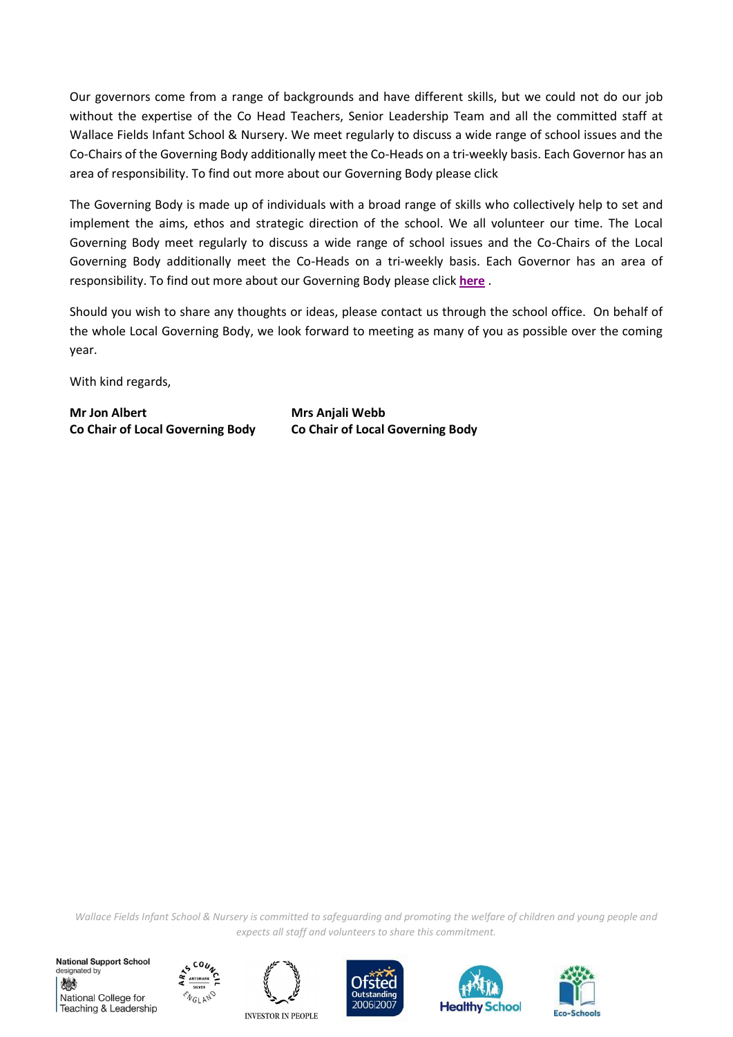Our governors come from a range of backgrounds and have different skills, but we could not do our job without the expertise of the Co Head Teachers, Senior Leadership Team and all the committed staff at Wallace Fields Infant School & Nursery. We meet regularly to discuss a wide range of school issues and the Co-Chairs of the Governing Body additionally meet the Co-Heads on a tri-weekly basis. Each Governor has an area of responsibility. To find out more about our Governing Body please click

The Governing Body is made up of individuals with a broad range of skills who collectively help to set and implement the aims, ethos and strategic direction of the school. We all volunteer our time. The Local Governing Body meet regularly to discuss a wide range of school issues and the Co-Chairs of the Local Governing Body additionally meet the Co-Heads on a tri-weekly basis. Each Governor has an area of responsibility. To find out more about our Governing Body please click **here** .

Should you wish to share any thoughts or ideas, please contact us through the school office. On behalf of the whole Local Governing Body, we look forward to meeting as many of you as possible over the coming year.

With kind regards,

**Mr Jon Albert**
**Co Chair of Local Governing Body**

**Mrs Anjali Webb**
**Co Chair of Local Governing Body**

*Wallace Fields Infant School & Nursery is committed to safeguarding and promoting the welfare of children and young people and expects all staff and volunteers to share this commitment.*